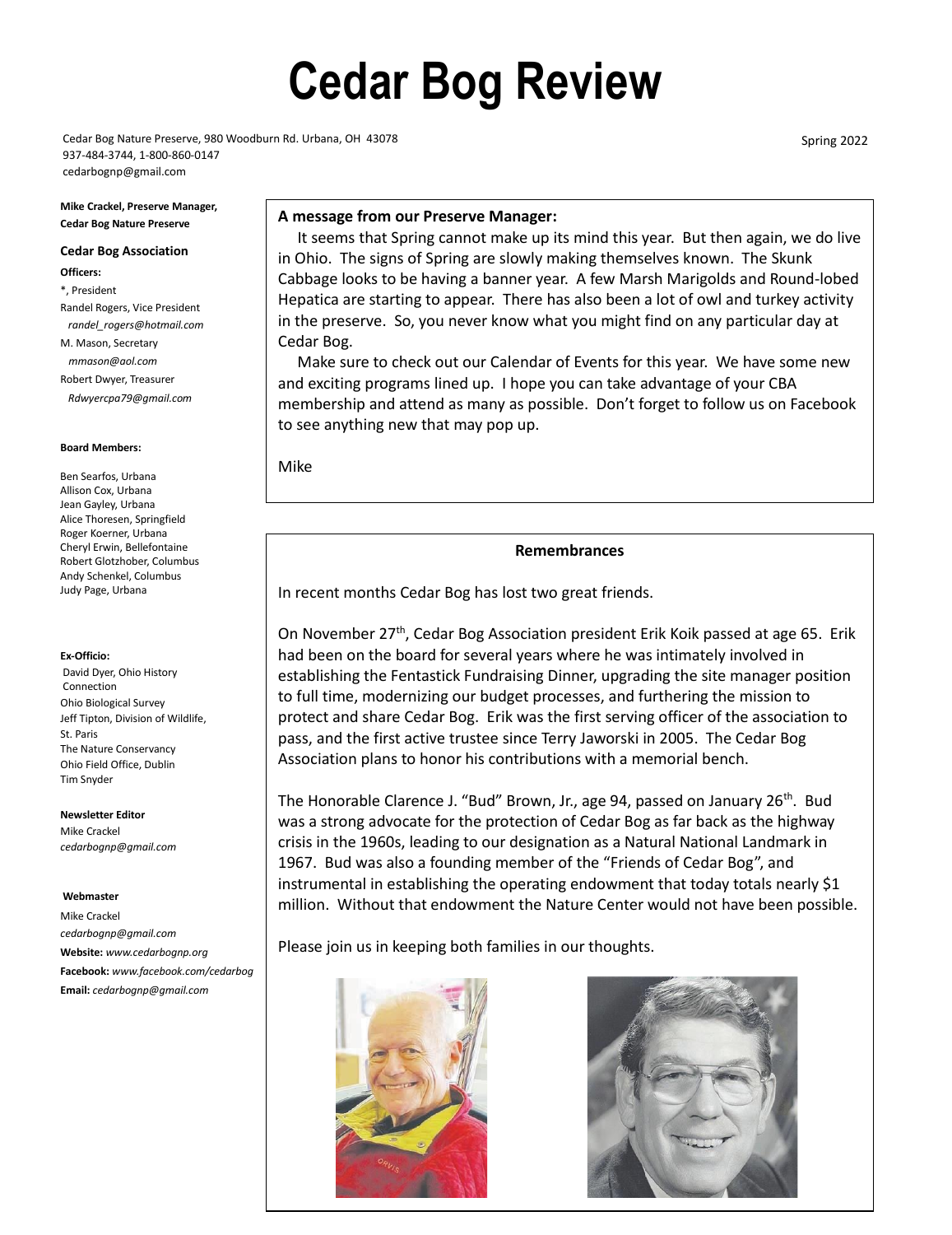# Cedar Bog Review

Cedar Bog Nature Preserve, 980 Woodburn Rd. Urbana, OH 43078
937-484-3744, 1-800-860-0147
cedarbognp@gmail.com

Spring 2022

**Mike Crackel, Preserve Manager, Cedar Bog Nature Preserve**

**Cedar Bog Association**

**Officers:**

*, President
Randel Rogers, Vice President
*randel_rogers@hotmail.com*
M. Mason, Secretary
*mmason@aol.com*
Robert Dwyer, Treasurer
*Rdwyercpa79@gmail.com*

**Board Members:**

Ben Searfos, Urbana
Allison Cox, Urbana
Jean Gayley, Urbana
Alice Thoresen, Springfield
Roger Koerner, Urbana
Cheryl Erwin, Bellefontaine
Robert Glotzhober, Columbus
Andy Schenkel, Columbus
Judy Page, Urbana

**Ex-Officio:**
David Dyer, Ohio History Connection
Ohio Biological Survey
Jeff Tipton, Division of Wildlife, St. Paris
The Nature Conservancy Ohio Field Office, Dublin
Tim Snyder

**Newsletter Editor**
Mike Crackel
*cedarbognp@gmail.com*

**Webmaster**
Mike Crackel
*cedarbognp@gmail.com*
**Website:** *www.cedarbognp.org*
**Facebook:** *www.facebook.com/cedarbog*
**Email:** *cedarbognp@gmail.com*

**A message from our Preserve Manager:**

It seems that Spring cannot make up its mind this year. But then again, we do live in Ohio. The signs of Spring are slowly making themselves known. The Skunk Cabbage looks to be having a banner year. A few Marsh Marigolds and Round-lobed Hepatica are starting to appear. There has also been a lot of owl and turkey activity in the preserve. So, you never know what you might find on any particular day at Cedar Bog.

Make sure to check out our Calendar of Events for this year. We have some new and exciting programs lined up. I hope you can take advantage of your CBA membership and attend as many as possible. Don't forget to follow us on Facebook to see anything new that may pop up.

Mike

**Remembrances**

In recent months Cedar Bog has lost two great friends.

On November 27th, Cedar Bog Association president Erik Koik passed at age 65. Erik had been on the board for several years where he was intimately involved in establishing the Fentastick Fundraising Dinner, upgrading the site manager position to full time, modernizing our budget processes, and furthering the mission to protect and share Cedar Bog. Erik was the first serving officer of the association to pass, and the first active trustee since Terry Jaworski in 2005. The Cedar Bog Association plans to honor his contributions with a memorial bench.

The Honorable Clarence J. "Bud" Brown, Jr., age 94, passed on January 26th. Bud was a strong advocate for the protection of Cedar Bog as far back as the highway crisis in the 1960s, leading to our designation as a Natural National Landmark in 1967. Bud was also a founding member of the "Friends of Cedar Bog", and instrumental in establishing the operating endowment that today totals nearly $1 million. Without that endowment the Nature Center would not have been possible.

Please join us in keeping both families in our thoughts.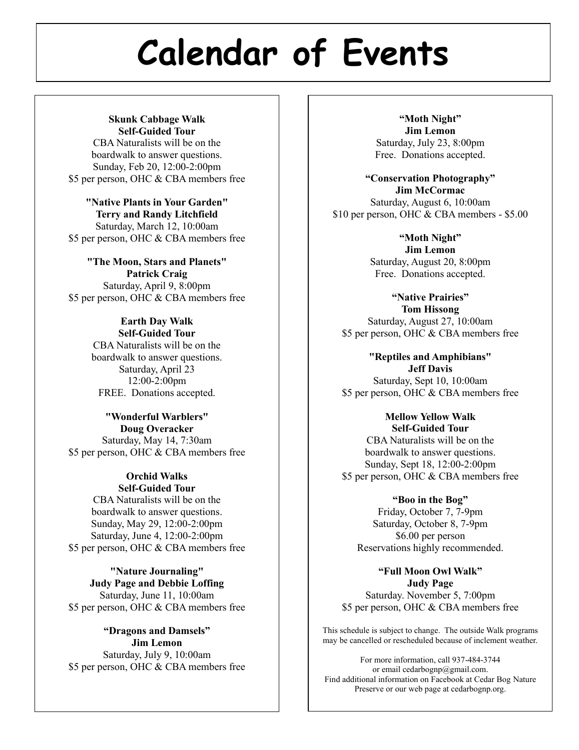# Calendar of Events

**Skunk Cabbage Walk**
**Self-Guided Tour**
CBA Naturalists will be on the boardwalk to answer questions.
Sunday, Feb 20, 12:00-2:00pm
$5 per person, OHC & CBA members free

**"Native Plants in Your Garden"**
**Terry and Randy Litchfield**
Saturday, March 12, 10:00am
$5 per person, OHC & CBA members free

**"The Moon, Stars and Planets"**
**Patrick Craig**
Saturday, April 9, 8:00pm
$5 per person, OHC & CBA members free

**Earth Day Walk**
**Self-Guided Tour**
CBA Naturalists will be on the boardwalk to answer questions.
Saturday, April 23
12:00-2:00pm
FREE. Donations accepted.

**"Wonderful Warblers"**
**Doug Overacker**
Saturday, May 14, 7:30am
$5 per person, OHC & CBA members free

**Orchid Walks**
**Self-Guided Tour**
CBA Naturalists will be on the boardwalk to answer questions.
Sunday, May 29, 12:00-2:00pm
Saturday, June 4, 12:00-2:00pm
$5 per person, OHC & CBA members free

**"Nature Journaling"**
**Judy Page and Debbie Loffing**
Saturday, June 11, 10:00am
$5 per person, OHC & CBA members free

**"Dragons and Damsels"**
**Jim Lemon**
Saturday, July 9, 10:00am
$5 per person, OHC & CBA members free

**"Moth Night"**
**Jim Lemon**
Saturday, July 23, 8:00pm
Free. Donations accepted.

**"Conservation Photography"**
**Jim McCormac**
Saturday, August 6, 10:00am
$10 per person, OHC & CBA members - $5.00

**"Moth Night"**
**Jim Lemon**
Saturday, August 20, 8:00pm
Free. Donations accepted.

**"Native Prairies"**
**Tom Hissong**
Saturday, August 27, 10:00am
$5 per person, OHC & CBA members free

**"Reptiles and Amphibians"**
**Jeff Davis**
Saturday, Sept 10, 10:00am
$5 per person, OHC & CBA members free

**Mellow Yellow Walk**
**Self-Guided Tour**
CBA Naturalists will be on the boardwalk to answer questions.
Sunday, Sept 18, 12:00-2:00pm
$5 per person, OHC & CBA members free

**"Boo in the Bog"**
Friday, October 7, 7-9pm
Saturday, October 8, 7-9pm
$6.00 per person
Reservations highly recommended.

**"Full Moon Owl Walk"**
**Judy Page**
Saturday. November 5, 7:00pm
$5 per person, OHC & CBA members free

This schedule is subject to change. The outside Walk programs may be cancelled or rescheduled because of inclement weather.

For more information, call 937-484-3744 or email cedarbognp@gmail.com.
Find additional information on Facebook at Cedar Bog Nature Preserve or our web page at cedarbognp.org.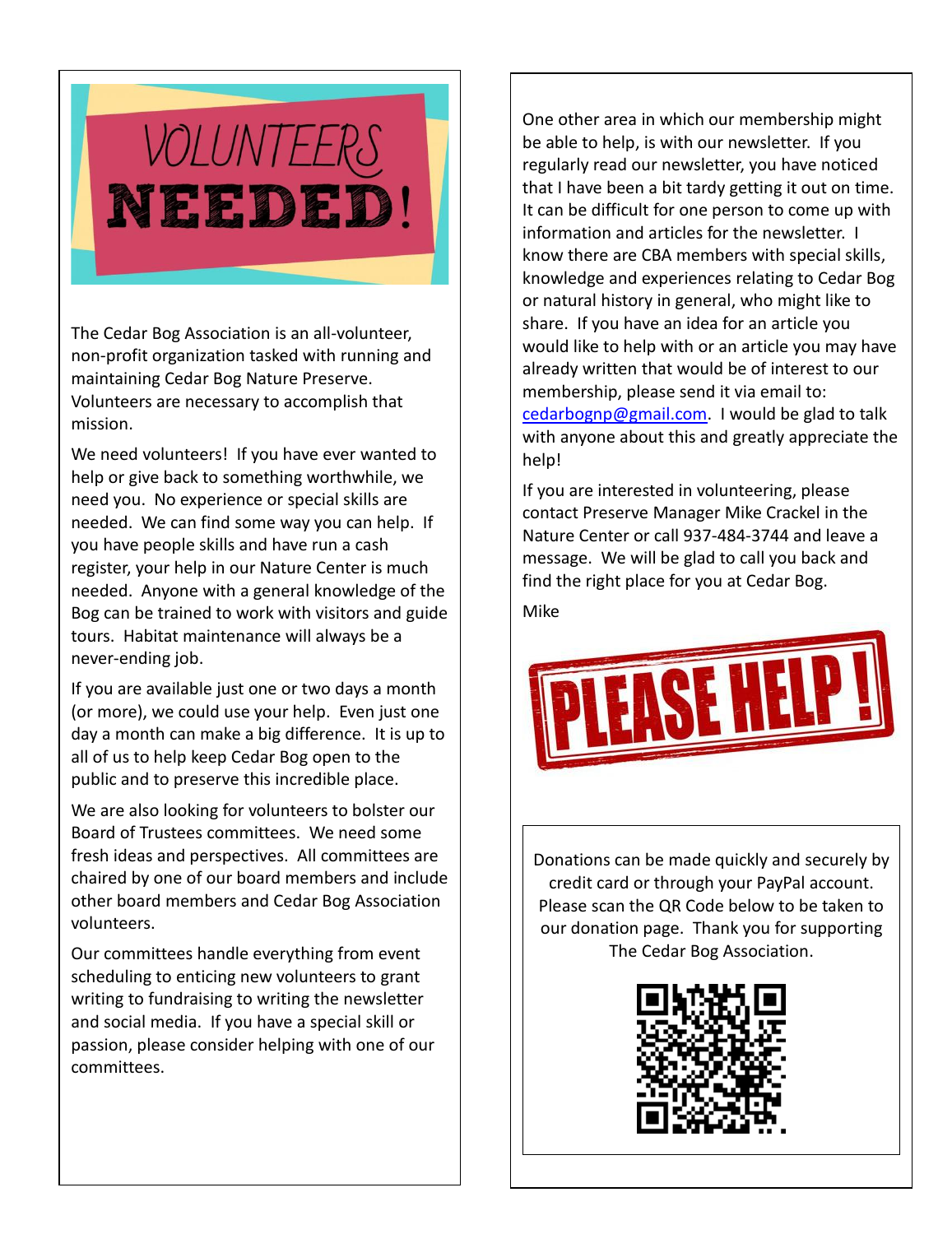# VOLUNTEERS NEEDED!

The Cedar Bog Association is an all-volunteer, non-profit organization tasked with running and maintaining Cedar Bog Nature Preserve. Volunteers are necessary to accomplish that mission.

We need volunteers! If you have ever wanted to help or give back to something worthwhile, we need you. No experience or special skills are needed. We can find some way you can help. If you have people skills and have run a cash register, your help in our Nature Center is much needed. Anyone with a general knowledge of the Bog can be trained to work with visitors and guide tours. Habitat maintenance will always be a never-ending job.

If you are available just one or two days a month (or more), we could use your help. Even just one day a month can make a big difference. It is up to all of us to help keep Cedar Bog open to the public and to preserve this incredible place.

We are also looking for volunteers to bolster our Board of Trustees committees. We need some fresh ideas and perspectives. All committees are chaired by one of our board members and include other board members and Cedar Bog Association volunteers.

Our committees handle everything from event scheduling to enticing new volunteers to grant writing to fundraising to writing the newsletter and social media. If you have a special skill or passion, please consider helping with one of our committees.

One other area in which our membership might be able to help, is with our newsletter. If you regularly read our newsletter, you have noticed that I have been a bit tardy getting it out on time. It can be difficult for one person to come up with information and articles for the newsletter. I know there are CBA members with special skills, knowledge and experiences relating to Cedar Bog or natural history in general, who might like to share. If you have an idea for an article you would like to help with or an article you may have already written that would be of interest to our membership, please send it via email to: cedarbognp@gmail.com. I would be glad to talk with anyone about this and greatly appreciate the help!

If you are interested in volunteering, please contact Preserve Manager Mike Crackel in the Nature Center or call 937-484-3744 and leave a message. We will be glad to call you back and find the right place for you at Cedar Bog.

Mike

**PLEASE HELP!**

Donations can be made quickly and securely by credit card or through your PayPal account. Please scan the QR Code below to be taken to our donation page. Thank you for supporting The Cedar Bog Association.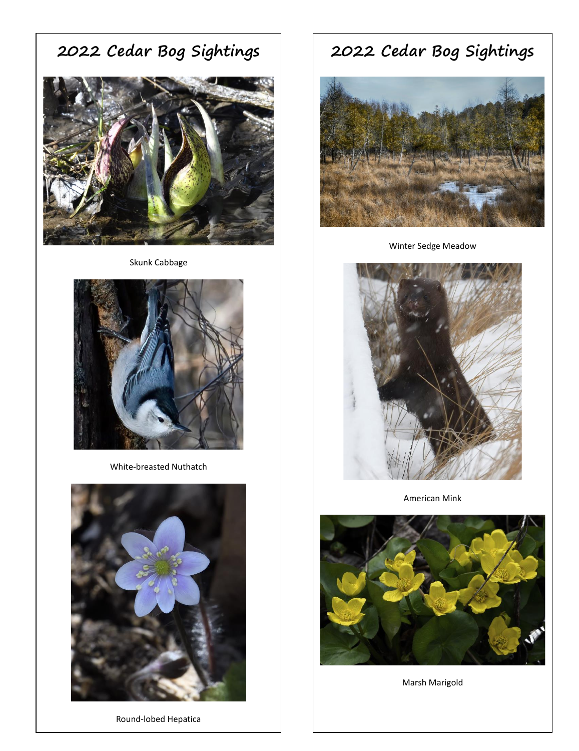# 2022 Cedar Bog Sightings

Skunk Cabbage

White-breasted Nuthatch

Round-lobed Hepatica

# 2022 Cedar Bog Sightings

Winter Sedge Meadow

American Mink

Marsh Marigold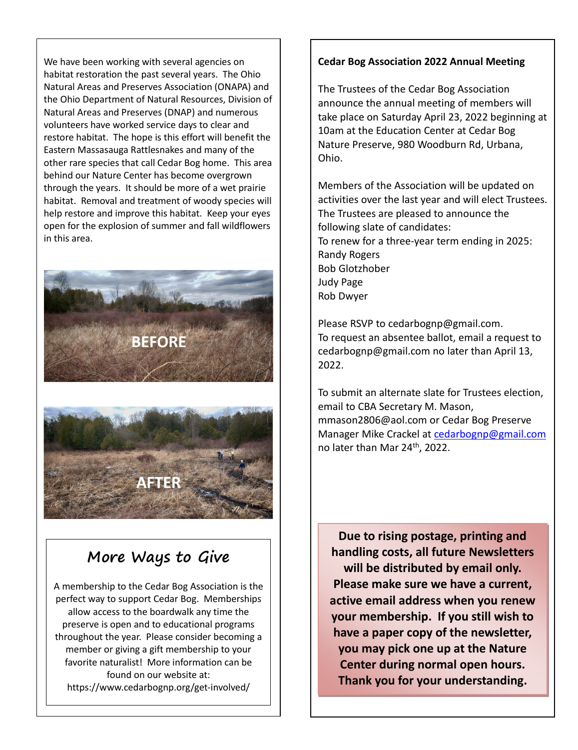We have been working with several agencies on habitat restoration the past several years. The Ohio Natural Areas and Preserves Association (ONAPA) and the Ohio Department of Natural Resources, Division of Natural Areas and Preserves (DNAP) and numerous volunteers have worked service days to clear and restore habitat. The hope is this effort will benefit the Eastern Massasauga Rattlesnakes and many of the other rare species that call Cedar Bog home. This area behind our Nature Center has become overgrown through the years. It should be more of a wet prairie habitat. Removal and treatment of woody species will help restore and improve this habitat. Keep your eyes open for the explosion of summer and fall wildflowers in this area.

BEFORE

AFTER

## More Ways to Give

A membership to the Cedar Bog Association is the perfect way to support Cedar Bog. Memberships allow access to the boardwalk any time the preserve is open and to educational programs throughout the year. Please consider becoming a member or giving a gift membership to your favorite naturalist! More information can be found on our website at: https://www.cedarbognp.org/get-involved/

**Cedar Bog Association 2022 Annual Meeting**

The Trustees of the Cedar Bog Association announce the annual meeting of members will take place on Saturday April 23, 2022 beginning at 10am at the Education Center at Cedar Bog Nature Preserve, 980 Woodburn Rd, Urbana, Ohio.

Members of the Association will be updated on activities over the last year and will elect Trustees. The Trustees are pleased to announce the following slate of candidates:
To renew for a three-year term ending in 2025:
Randy Rogers
Bob Glotzhober
Judy Page
Rob Dwyer

Please RSVP to cedarbognp@gmail.com.
To request an absentee ballot, email a request to cedarbognp@gmail.com no later than April 13, 2022.

To submit an alternate slate for Trustees election, email to CBA Secretary M. Mason, mmason2806@aol.com or Cedar Bog Preserve Manager Mike Crackel at cedarbognp@gmail.com no later than Mar 24th, 2022.

**Due to rising postage, printing and handling costs, all future Newsletters will be distributed by email only. Please make sure we have a current, active email address when you renew your membership. If you still wish to have a paper copy of the newsletter, you may pick one up at the Nature Center during normal open hours. Thank you for your understanding.**